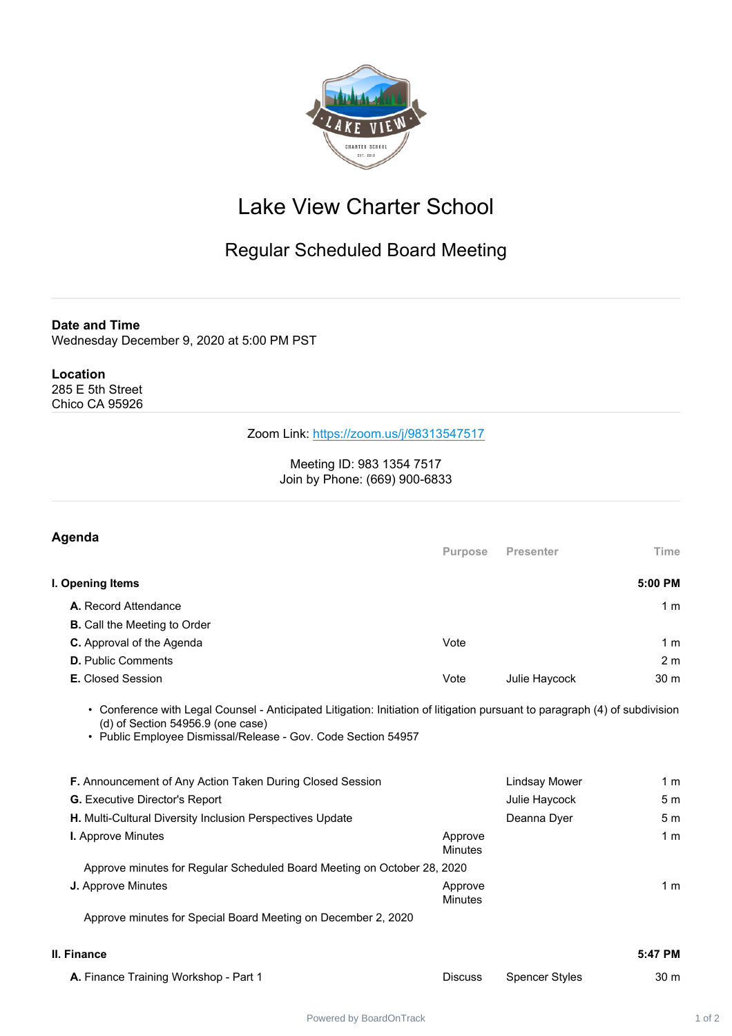# Lake View Charter School

## Regular Scheduled Board Meeting

**Date and Time**
Wednesday December 9, 2020 at 5:00 PM PST

**Location**
285 E 5th Street
Chico CA 95926

Zoom Link: https://zoom.us/j/98313547517

Meeting ID: 983 1354 7517
Join by Phone: (669) 900-6833

## Agenda

| | Purpose | Presenter | Time |
|---|---|---|---|
| **I. Opening Items** | | | **5:00 PM** |
| **A.** Record Attendance | | | 1 m |
| **B.** Call the Meeting to Order | | | |
| **C.** Approval of the Agenda | Vote | | 1 m |
| **D.** Public Comments | | | 2 m |
| **E.** Closed Session | Vote | Julie Haycock | 30 m |

- Conference with Legal Counsel - Anticipated Litigation: Initiation of litigation pursuant to paragraph (4) of subdivision (d) of Section 54956.9 (one case)
- Public Employee Dismissal/Release - Gov. Code Section 54957

| | Purpose | Presenter | Time |
|---|---|---|---|
| **F.** Announcement of Any Action Taken During Closed Session | | Lindsay Mower | 1 m |
| **G.** Executive Director's Report | | Julie Haycock | 5 m |
| **H.** Multi-Cultural Diversity Inclusion Perspectives Update | | Deanna Dyer | 5 m |
| **I.** Approve Minutes | Approve Minutes | | 1 m |

Approve minutes for Regular Scheduled Board Meeting on October 28, 2020

| | Purpose | Presenter | Time |
|---|---|---|---|
| **J.** Approve Minutes | Approve Minutes | | 1 m |

Approve minutes for Special Board Meeting on December 2, 2020

| | Purpose | Presenter | Time |
|---|---|---|---|
| **II. Finance** | | | **5:47 PM** |
| **A.** Finance Training Workshop - Part 1 | Discuss | Spencer Styles | 30 m |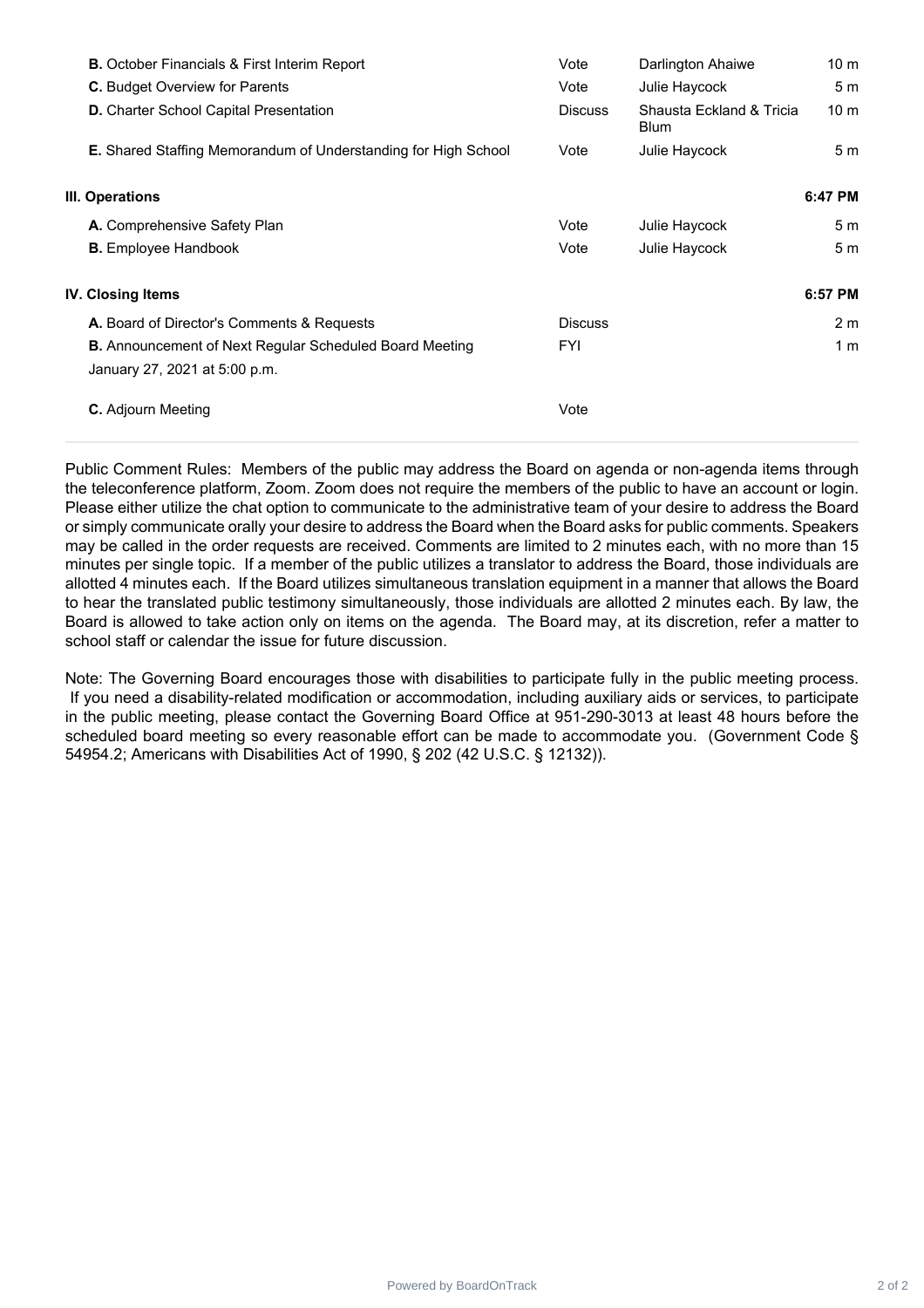| | | | |
|---|---|---|---|
| **B.** October Financials & First Interim Report | Vote | Darlington Ahaiwe | 10 m |
| **C.** Budget Overview for Parents | Vote | Julie Haycock | 5 m |
| **D.** Charter School Capital Presentation | Discuss | Shausta Eckland & Tricia Blum | 10 m |
| **E.** Shared Staffing Memorandum of Understanding for High School | Vote | Julie Haycock | 5 m |
| **III. Operations** | | | **6:47 PM** |
| **A.** Comprehensive Safety Plan | Vote | Julie Haycock | 5 m |
| **B.** Employee Handbook | Vote | Julie Haycock | 5 m |
| **IV. Closing Items** | | | **6:57 PM** |
| **A.** Board of Director's Comments & Requests | Discuss | | 2 m |
| **B.** Announcement of Next Regular Scheduled Board Meeting | FYI | | 1 m |
| January 27, 2021 at 5:00 p.m. | | | |
| **C.** Adjourn Meeting | Vote | | |

Public Comment Rules: Members of the public may address the Board on agenda or non-agenda items through the teleconference platform, Zoom. Zoom does not require the members of the public to have an account or login. Please either utilize the chat option to communicate to the administrative team of your desire to address the Board or simply communicate orally your desire to address the Board when the Board asks for public comments. Speakers may be called in the order requests are received. Comments are limited to 2 minutes each, with no more than 15 minutes per single topic. If a member of the public utilizes a translator to address the Board, those individuals are allotted 4 minutes each. If the Board utilizes simultaneous translation equipment in a manner that allows the Board to hear the translated public testimony simultaneously, those individuals are allotted 2 minutes each. By law, the Board is allowed to take action only on items on the agenda. The Board may, at its discretion, refer a matter to school staff or calendar the issue for future discussion.

Note: The Governing Board encourages those with disabilities to participate fully in the public meeting process. If you need a disability-related modification or accommodation, including auxiliary aids or services, to participate in the public meeting, please contact the Governing Board Office at 951-290-3013 at least 48 hours before the scheduled board meeting so every reasonable effort can be made to accommodate you. (Government Code § 54954.2; Americans with Disabilities Act of 1990, § 202 (42 U.S.C. § 12132)).